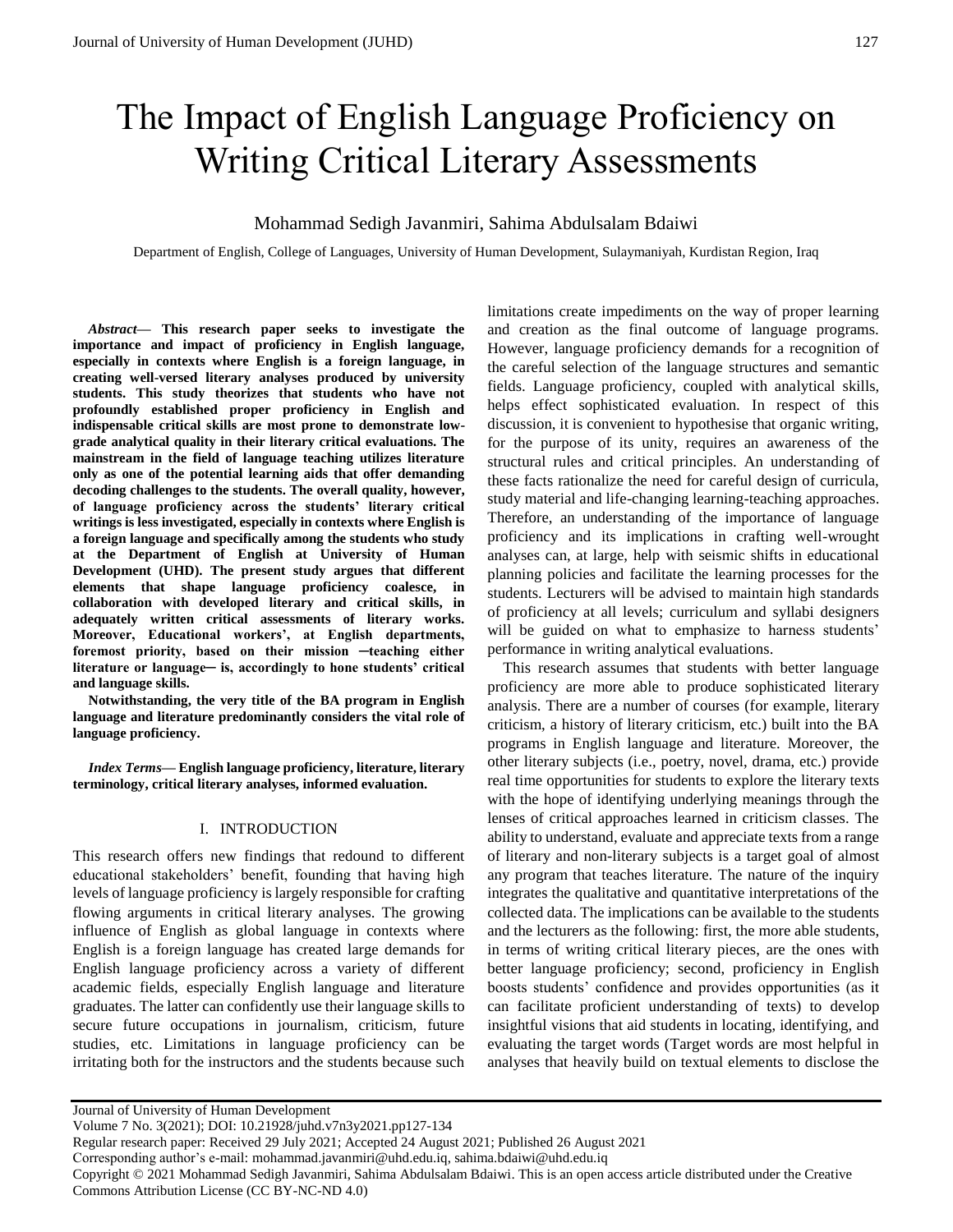# The Impact of English Language Proficiency on Writing Critical Literary Assessments

Mohammad Sedigh Javanmiri, Sahima Abdulsalam Bdaiwi

Department of English, College of Languages, University of Human Development, Sulaymaniyah, Kurdistan Region, Iraq

***Abstract*— This research paper seeks to investigate the importance and impact of proficiency in English language, especially in contexts where English is a foreign language, in creating well-versed literary analyses produced by university students. This study theorizes that students who have not profoundly established proper proficiency in English and indispensable critical skills are most prone to demonstrate low-grade analytical quality in their literary critical evaluations. The mainstream in the field of language teaching utilizes literature only as one of the potential learning aids that offer demanding decoding challenges to the students. The overall quality, however, of language proficiency across the students' literary critical writings is less investigated, especially in contexts where English is a foreign language and specifically among the students who study at the Department of English at University of Human Development (UHD). The present study argues that different elements that shape language proficiency coalesce, in collaboration with developed literary and critical skills, in adequately written critical assessments of literary works. Moreover, Educational workers', at English departments, foremost priority, based on their mission ─teaching either literature or language─ is, accordingly to hone students' critical and language skills.**

**Notwithstanding, the very title of the BA program in English language and literature predominantly considers the vital role of language proficiency.**

***Index Terms*— English language proficiency, literature, literary terminology, critical literary analyses, informed evaluation.**

## I. INTRODUCTION

This research offers new findings that redound to different educational stakeholders' benefit, founding that having high levels of language proficiency is largely responsible for crafting flowing arguments in critical literary analyses. The growing influence of English as global language in contexts where English is a foreign language has created large demands for English language proficiency across a variety of different academic fields, especially English language and literature graduates. The latter can confidently use their language skills to secure future occupations in journalism, criticism, future studies, etc. Limitations in language proficiency can be irritating both for the instructors and the students because such limitations create impediments on the way of proper learning and creation as the final outcome of language programs. However, language proficiency demands for a recognition of the careful selection of the language structures and semantic fields. Language proficiency, coupled with analytical skills, helps effect sophisticated evaluation. In respect of this discussion, it is convenient to hypothesise that organic writing, for the purpose of its unity, requires an awareness of the structural rules and critical principles. An understanding of these facts rationalize the need for careful design of curricula, study material and life-changing learning-teaching approaches. Therefore, an understanding of the importance of language proficiency and its implications in crafting well-wrought analyses can, at large, help with seismic shifts in educational planning policies and facilitate the learning processes for the students. Lecturers will be advised to maintain high standards of proficiency at all levels; curriculum and syllabi designers will be guided on what to emphasize to harness students' performance in writing analytical evaluations.

This research assumes that students with better language proficiency are more able to produce sophisticated literary analysis. There are a number of courses (for example, literary criticism, a history of literary criticism, etc.) built into the BA programs in English language and literature. Moreover, the other literary subjects (i.e., poetry, novel, drama, etc.) provide real time opportunities for students to explore the literary texts with the hope of identifying underlying meanings through the lenses of critical approaches learned in criticism classes. The ability to understand, evaluate and appreciate texts from a range of literary and non-literary subjects is a target goal of almost any program that teaches literature. The nature of the inquiry integrates the qualitative and quantitative interpretations of the collected data. The implications can be available to the students and the lecturers as the following: first, the more able students, in terms of writing critical literary pieces, are the ones with better language proficiency; second, proficiency in English boosts students' confidence and provides opportunities (as it can facilitate proficient understanding of texts) to develop insightful visions that aid students in locating, identifying, and evaluating the target words (Target words are most helpful in analyses that heavily build on textual elements to disclose the

---

Journal of University of Human Development

Volume 7 No. 3(2021); DOI: 10.21928/juhd.v7n3y2021.pp127-134

Regular research paper: Received 29 July 2021; Accepted 24 August 2021; Published 26 August 2021

Corresponding author's e-mail: mohammad.javanmiri@uhd.edu.iq, sahima.bdaiwi@uhd.edu.iq

Copyright © 2021 Mohammad Sedigh Javanmiri, Sahima Abdulsalam Bdaiwi. This is an open access article distributed under the Creative Commons Attribution License (CC BY-NC-ND 4.0)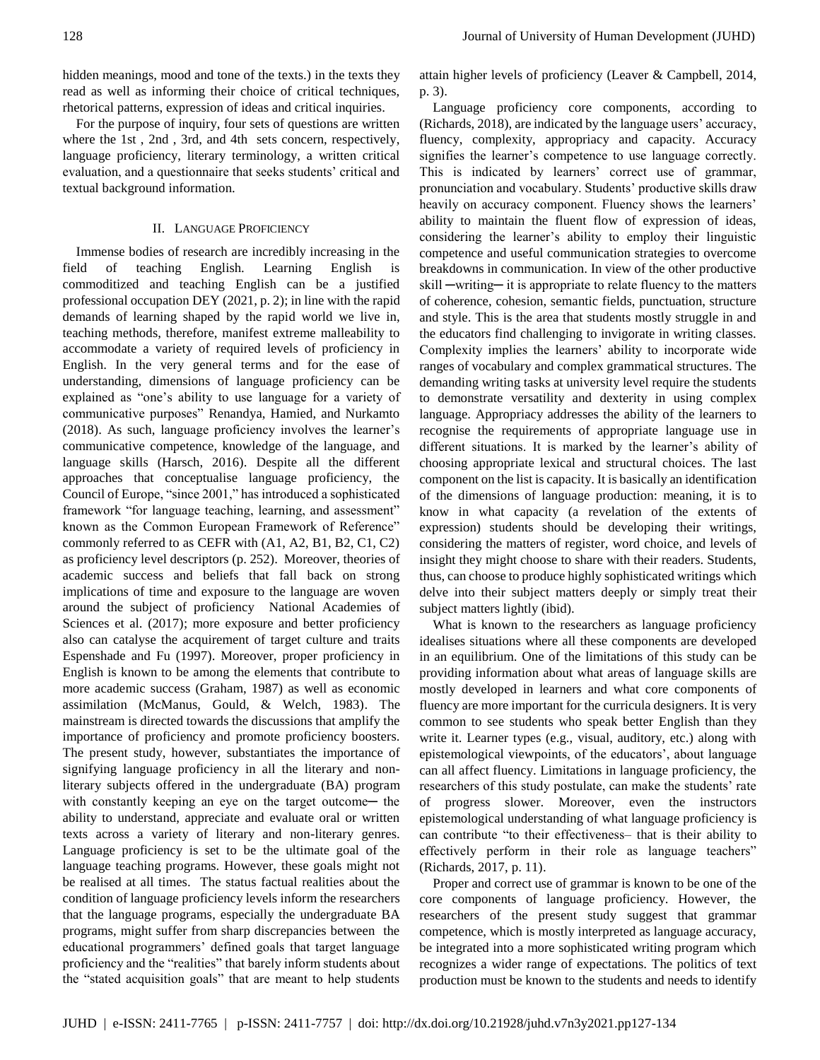hidden meanings, mood and tone of the texts.) in the texts they read as well as informing their choice of critical techniques, rhetorical patterns, expression of ideas and critical inquiries.

For the purpose of inquiry, four sets of questions are written where the 1st , 2nd , 3rd, and 4th sets concern, respectively, language proficiency, literary terminology, a written critical evaluation, and a questionnaire that seeks students' critical and textual background information.

## II. Language Proficiency

Immense bodies of research are incredibly increasing in the field of teaching English. Learning English is commoditized and teaching English can be a justified professional occupation DEY (2021, p. 2); in line with the rapid demands of learning shaped by the rapid world we live in, teaching methods, therefore, manifest extreme malleability to accommodate a variety of required levels of proficiency in English. In the very general terms and for the ease of understanding, dimensions of language proficiency can be explained as "one's ability to use language for a variety of communicative purposes" Renandya, Hamied, and Nurkamto (2018). As such, language proficiency involves the learner's communicative competence, knowledge of the language, and language skills (Harsch, 2016). Despite all the different approaches that conceptualise language proficiency, the Council of Europe, "since 2001," has introduced a sophisticated framework "for language teaching, learning, and assessment" known as the Common European Framework of Reference" commonly referred to as CEFR with (A1, A2, B1, B2, C1, C2) as proficiency level descriptors (p. 252). Moreover, theories of academic success and beliefs that fall back on strong implications of time and exposure to the language are woven around the subject of proficiency National Academies of Sciences et al. (2017); more exposure and better proficiency also can catalyse the acquirement of target culture and traits Espenshade and Fu (1997). Moreover, proper proficiency in English is known to be among the elements that contribute to more academic success (Graham, 1987) as well as economic assimilation (McManus, Gould, & Welch, 1983). The mainstream is directed towards the discussions that amplify the importance of proficiency and promote proficiency boosters. The present study, however, substantiates the importance of signifying language proficiency in all the literary and non-literary subjects offered in the undergraduate (BA) program with constantly keeping an eye on the target outcome─ the ability to understand, appreciate and evaluate oral or written texts across a variety of literary and non-literary genres. Language proficiency is set to be the ultimate goal of the language teaching programs. However, these goals might not be realised at all times. The status factual realities about the condition of language proficiency levels inform the researchers that the language programs, especially the undergraduate BA programs, might suffer from sharp discrepancies between the educational programmers' defined goals that target language proficiency and the "realities" that barely inform students about the "stated acquisition goals" that are meant to help students attain higher levels of proficiency (Leaver & Campbell, 2014, p. 3).

Language proficiency core components, according to (Richards, 2018), are indicated by the language users' accuracy, fluency, complexity, appropriacy and capacity. Accuracy signifies the learner's competence to use language correctly. This is indicated by learners' correct use of grammar, pronunciation and vocabulary. Students' productive skills draw heavily on accuracy component. Fluency shows the learners' ability to maintain the fluent flow of expression of ideas, considering the learner's ability to employ their linguistic competence and useful communication strategies to overcome breakdowns in communication. In view of the other productive skill ─writing─ it is appropriate to relate fluency to the matters of coherence, cohesion, semantic fields, punctuation, structure and style. This is the area that students mostly struggle in and the educators find challenging to invigorate in writing classes. Complexity implies the learners' ability to incorporate wide ranges of vocabulary and complex grammatical structures. The demanding writing tasks at university level require the students to demonstrate versatility and dexterity in using complex language. Appropriacy addresses the ability of the learners to recognise the requirements of appropriate language use in different situations. It is marked by the learner's ability of choosing appropriate lexical and structural choices. The last component on the list is capacity. It is basically an identification of the dimensions of language production: meaning, it is to know in what capacity (a revelation of the extents of expression) students should be developing their writings, considering the matters of register, word choice, and levels of insight they might choose to share with their readers. Students, thus, can choose to produce highly sophisticated writings which delve into their subject matters deeply or simply treat their subject matters lightly (ibid).

What is known to the researchers as language proficiency idealises situations where all these components are developed in an equilibrium. One of the limitations of this study can be providing information about what areas of language skills are mostly developed in learners and what core components of fluency are more important for the curricula designers. It is very common to see students who speak better English than they write it. Learner types (e.g., visual, auditory, etc.) along with epistemological viewpoints, of the educators', about language can all affect fluency. Limitations in language proficiency, the researchers of this study postulate, can make the students' rate of progress slower. Moreover, even the instructors epistemological understanding of what language proficiency is can contribute "to their effectiveness– that is their ability to effectively perform in their role as language teachers" (Richards, 2017, p. 11).

Proper and correct use of grammar is known to be one of the core components of language proficiency. However, the researchers of the present study suggest that grammar competence, which is mostly interpreted as language accuracy, be integrated into a more sophisticated writing program which recognizes a wider range of expectations. The politics of text production must be known to the students and needs to identify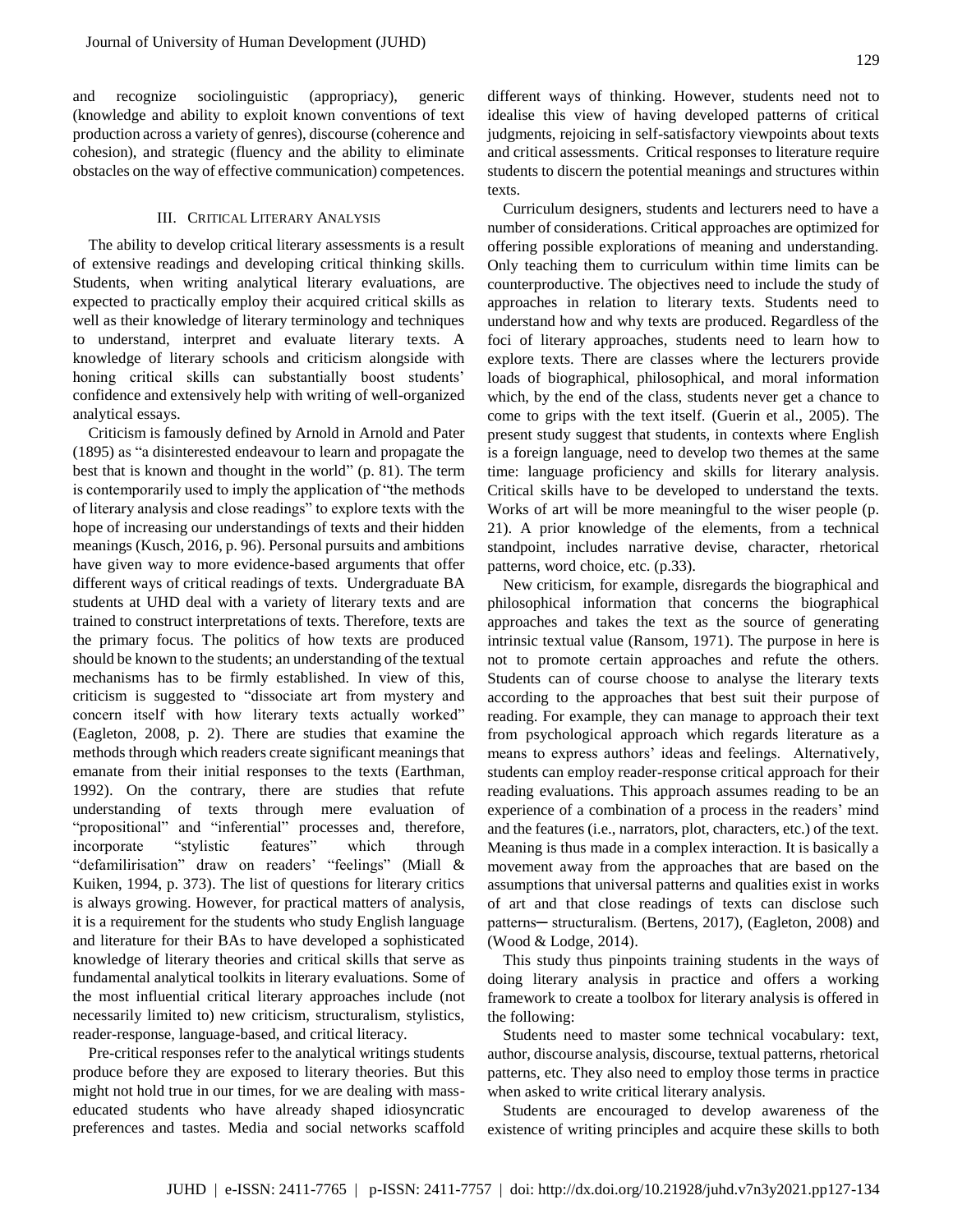and recognize sociolinguistic (appropriacy), generic (knowledge and ability to exploit known conventions of text production across a variety of genres), discourse (coherence and cohesion), and strategic (fluency and the ability to eliminate obstacles on the way of effective communication) competences.

## III. Critical Literary Analysis

The ability to develop critical literary assessments is a result of extensive readings and developing critical thinking skills. Students, when writing analytical literary evaluations, are expected to practically employ their acquired critical skills as well as their knowledge of literary terminology and techniques to understand, interpret and evaluate literary texts. A knowledge of literary schools and criticism alongside with honing critical skills can substantially boost students' confidence and extensively help with writing of well-organized analytical essays.

Criticism is famously defined by Arnold in Arnold and Pater (1895) as "a disinterested endeavour to learn and propagate the best that is known and thought in the world" (p. 81). The term is contemporarily used to imply the application of "the methods of literary analysis and close readings" to explore texts with the hope of increasing our understandings of texts and their hidden meanings (Kusch, 2016, p. 96). Personal pursuits and ambitions have given way to more evidence-based arguments that offer different ways of critical readings of texts. Undergraduate BA students at UHD deal with a variety of literary texts and are trained to construct interpretations of texts. Therefore, texts are the primary focus. The politics of how texts are produced should be known to the students; an understanding of the textual mechanisms has to be firmly established. In view of this, criticism is suggested to "dissociate art from mystery and concern itself with how literary texts actually worked" (Eagleton, 2008, p. 2). There are studies that examine the methods through which readers create significant meanings that emanate from their initial responses to the texts (Earthman, 1992). On the contrary, there are studies that refute understanding of texts through mere evaluation of "propositional" and "inferential" processes and, therefore, incorporate "stylistic features" which through "defamilirisation" draw on readers' "feelings" (Miall & Kuiken, 1994, p. 373). The list of questions for literary critics is always growing. However, for practical matters of analysis, it is a requirement for the students who study English language and literature for their BAs to have developed a sophisticated knowledge of literary theories and critical skills that serve as fundamental analytical toolkits in literary evaluations. Some of the most influential critical literary approaches include (not necessarily limited to) new criticism, structuralism, stylistics, reader-response, language-based, and critical literacy.

Pre-critical responses refer to the analytical writings students produce before they are exposed to literary theories. But this might not hold true in our times, for we are dealing with mass-educated students who have already shaped idiosyncratic preferences and tastes. Media and social networks scaffold different ways of thinking. However, students need not to idealise this view of having developed patterns of critical judgments, rejoicing in self-satisfactory viewpoints about texts and critical assessments. Critical responses to literature require students to discern the potential meanings and structures within texts.

Curriculum designers, students and lecturers need to have a number of considerations. Critical approaches are optimized for offering possible explorations of meaning and understanding. Only teaching them to curriculum within time limits can be counterproductive. The objectives need to include the study of approaches in relation to literary texts. Students need to understand how and why texts are produced. Regardless of the foci of literary approaches, students need to learn how to explore texts. There are classes where the lecturers provide loads of biographical, philosophical, and moral information which, by the end of the class, students never get a chance to come to grips with the text itself. (Guerin et al., 2005). The present study suggest that students, in contexts where English is a foreign language, need to develop two themes at the same time: language proficiency and skills for literary analysis. Critical skills have to be developed to understand the texts. Works of art will be more meaningful to the wiser people (p. 21). A prior knowledge of the elements, from a technical standpoint, includes narrative devise, character, rhetorical patterns, word choice, etc. (p.33).

New criticism, for example, disregards the biographical and philosophical information that concerns the biographical approaches and takes the text as the source of generating intrinsic textual value (Ransom, 1971). The purpose in here is not to promote certain approaches and refute the others. Students can of course choose to analyse the literary texts according to the approaches that best suit their purpose of reading. For example, they can manage to approach their text from psychological approach which regards literature as a means to express authors' ideas and feelings. Alternatively, students can employ reader-response critical approach for their reading evaluations. This approach assumes reading to be an experience of a combination of a process in the readers' mind and the features (i.e., narrators, plot, characters, etc.) of the text. Meaning is thus made in a complex interaction. It is basically a movement away from the approaches that are based on the assumptions that universal patterns and qualities exist in works of art and that close readings of texts can disclose such patterns─ structuralism. (Bertens, 2017), (Eagleton, 2008) and (Wood & Lodge, 2014).

This study thus pinpoints training students in the ways of doing literary analysis in practice and offers a working framework to create a toolbox for literary analysis is offered in the following:

Students need to master some technical vocabulary: text, author, discourse analysis, discourse, textual patterns, rhetorical patterns, etc. They also need to employ those terms in practice when asked to write critical literary analysis.

Students are encouraged to develop awareness of the existence of writing principles and acquire these skills to both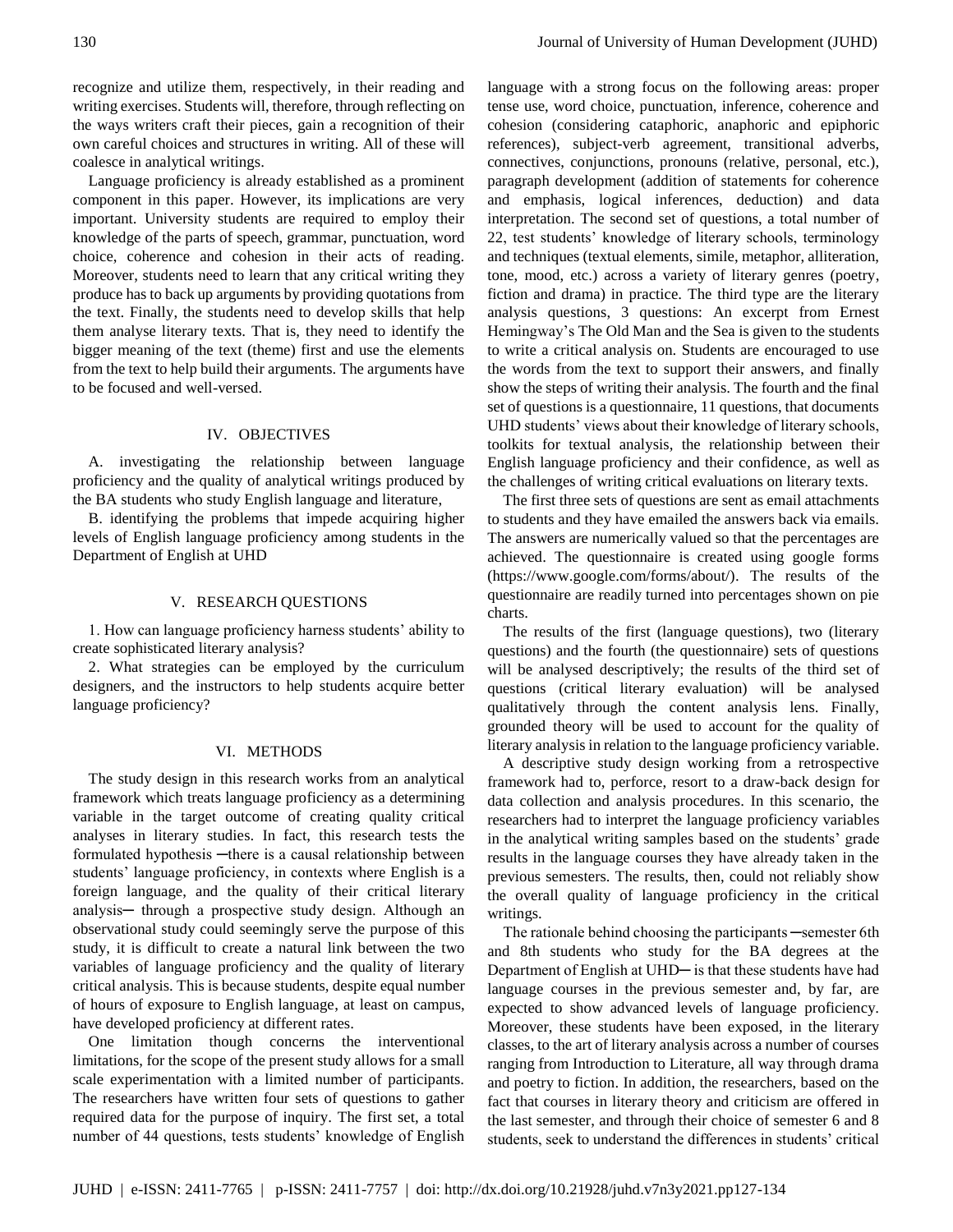recognize and utilize them, respectively, in their reading and writing exercises. Students will, therefore, through reflecting on the ways writers craft their pieces, gain a recognition of their own careful choices and structures in writing. All of these will coalesce in analytical writings.

Language proficiency is already established as a prominent component in this paper. However, its implications are very important. University students are required to employ their knowledge of the parts of speech, grammar, punctuation, word choice, coherence and cohesion in their acts of reading. Moreover, students need to learn that any critical writing they produce has to back up arguments by providing quotations from the text. Finally, the students need to develop skills that help them analyse literary texts. That is, they need to identify the bigger meaning of the text (theme) first and use the elements from the text to help build their arguments. The arguments have to be focused and well-versed.

## IV. OBJECTIVES

A. investigating the relationship between language proficiency and the quality of analytical writings produced by the BA students who study English language and literature,

B. identifying the problems that impede acquiring higher levels of English language proficiency among students in the Department of English at UHD

## V. RESEARCH QUESTIONS

1. How can language proficiency harness students' ability to create sophisticated literary analysis?

2. What strategies can be employed by the curriculum designers, and the instructors to help students acquire better language proficiency?

## VI. METHODS

The study design in this research works from an analytical framework which treats language proficiency as a determining variable in the target outcome of creating quality critical analyses in literary studies. In fact, this research tests the formulated hypothesis ─there is a causal relationship between students' language proficiency, in contexts where English is a foreign language, and the quality of their critical literary analysis─ through a prospective study design. Although an observational study could seemingly serve the purpose of this study, it is difficult to create a natural link between the two variables of language proficiency and the quality of literary critical analysis. This is because students, despite equal number of hours of exposure to English language, at least on campus, have developed proficiency at different rates.

One limitation though concerns the interventional limitations, for the scope of the present study allows for a small scale experimentation with a limited number of participants. The researchers have written four sets of questions to gather required data for the purpose of inquiry. The first set, a total number of 44 questions, tests students' knowledge of English language with a strong focus on the following areas: proper tense use, word choice, punctuation, inference, coherence and cohesion (considering cataphoric, anaphoric and epiphoric references), subject-verb agreement, transitional adverbs, connectives, conjunctions, pronouns (relative, personal, etc.), paragraph development (addition of statements for coherence and emphasis, logical inferences, deduction) and data interpretation. The second set of questions, a total number of 22, test students' knowledge of literary schools, terminology and techniques (textual elements, simile, metaphor, alliteration, tone, mood, etc.) across a variety of literary genres (poetry, fiction and drama) in practice. The third type are the literary analysis questions, 3 questions: An excerpt from Ernest Hemingway's The Old Man and the Sea is given to the students to write a critical analysis on. Students are encouraged to use the words from the text to support their answers, and finally show the steps of writing their analysis. The fourth and the final set of questions is a questionnaire, 11 questions, that documents UHD students' views about their knowledge of literary schools, toolkits for textual analysis, the relationship between their English language proficiency and their confidence, as well as the challenges of writing critical evaluations on literary texts.

The first three sets of questions are sent as email attachments to students and they have emailed the answers back via emails. The answers are numerically valued so that the percentages are achieved. The questionnaire is created using google forms (https://www.google.com/forms/about/). The results of the questionnaire are readily turned into percentages shown on pie charts.

The results of the first (language questions), two (literary questions) and the fourth (the questionnaire) sets of questions will be analysed descriptively; the results of the third set of questions (critical literary evaluation) will be analysed qualitatively through the content analysis lens. Finally, grounded theory will be used to account for the quality of literary analysis in relation to the language proficiency variable.

A descriptive study design working from a retrospective framework had to, perforce, resort to a draw-back design for data collection and analysis procedures. In this scenario, the researchers had to interpret the language proficiency variables in the analytical writing samples based on the students' grade results in the language courses they have already taken in the previous semesters. The results, then, could not reliably show the overall quality of language proficiency in the critical writings.

The rationale behind choosing the participants ─semester 6th and 8th students who study for the BA degrees at the Department of English at UHD─ is that these students have had language courses in the previous semester and, by far, are expected to show advanced levels of language proficiency. Moreover, these students have been exposed, in the literary classes, to the art of literary analysis across a number of courses ranging from Introduction to Literature, all way through drama and poetry to fiction. In addition, the researchers, based on the fact that courses in literary theory and criticism are offered in the last semester, and through their choice of semester 6 and 8 students, seek to understand the differences in students' critical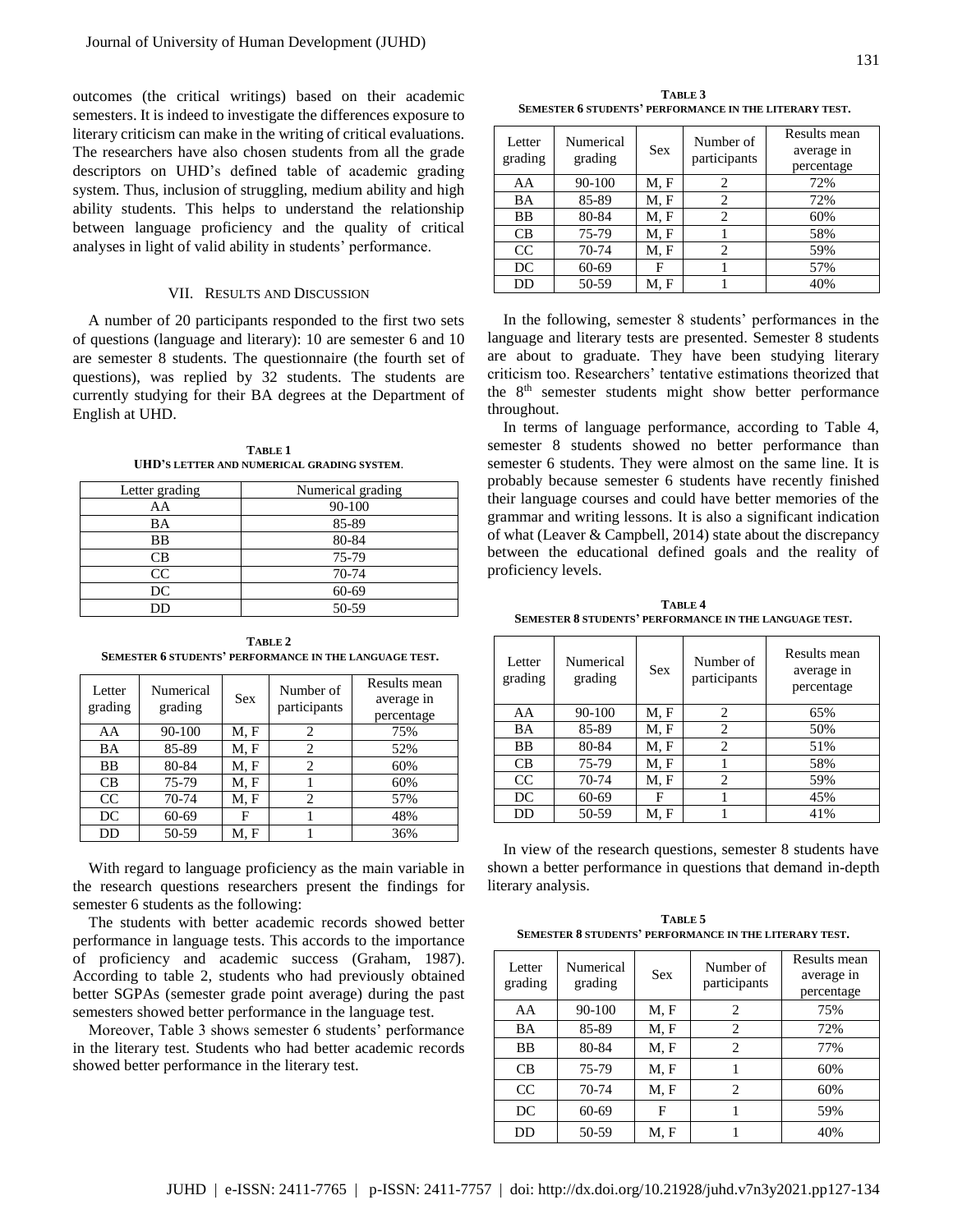outcomes (the critical writings) based on their academic semesters. It is indeed to investigate the differences exposure to literary criticism can make in the writing of critical evaluations. The researchers have also chosen students from all the grade descriptors on UHD's defined table of academic grading system. Thus, inclusion of struggling, medium ability and high ability students. This helps to understand the relationship between language proficiency and the quality of critical analyses in light of valid ability in students' performance.

## VII. Results and Discussion

A number of 20 participants responded to the first two sets of questions (language and literary): 10 are semester 6 and 10 are semester 8 students. The questionnaire (the fourth set of questions), was replied by 32 students. The students are currently studying for their BA degrees at the Department of English at UHD.

**Table 1**
**UHD's letter and numerical grading system.**

| Letter grading | Numerical grading |
|---|---|
| AA | 90-100 |
| BA | 85-89 |
| BB | 80-84 |
| CB | 75-79 |
| CC | 70-74 |
| DC | 60-69 |
| DD | 50-59 |

**Table 2**
**Semester 6 students' performance in the language test.**

| Letter grading | Numerical grading | Sex | Number of participants | Results mean average in percentage |
|---|---|---|---|---|
| AA | 90-100 | M, F | 2 | 75% |
| BA | 85-89 | M, F | 2 | 52% |
| BB | 80-84 | M, F | 2 | 60% |
| CB | 75-79 | M, F | 1 | 60% |
| CC | 70-74 | M, F | 2 | 57% |
| DC | 60-69 | F | 1 | 48% |
| DD | 50-59 | M, F | 1 | 36% |

With regard to language proficiency as the main variable in the research questions researchers present the findings for semester 6 students as the following:

The students with better academic records showed better performance in language tests. This accords to the importance of proficiency and academic success (Graham, 1987). According to table 2, students who had previously obtained better SGPAs (semester grade point average) during the past semesters showed better performance in the language test.

Moreover, Table 3 shows semester 6 students' performance in the literary test. Students who had better academic records showed better performance in the literary test.

**Table 3**
**Semester 6 students' performance in the literary test.**

| Letter grading | Numerical grading | Sex | Number of participants | Results mean average in percentage |
|---|---|---|---|---|
| AA | 90-100 | M, F | 2 | 72% |
| BA | 85-89 | M, F | 2 | 72% |
| BB | 80-84 | M, F | 2 | 60% |
| CB | 75-79 | M, F | 1 | 58% |
| CC | 70-74 | M, F | 2 | 59% |
| DC | 60-69 | F | 1 | 57% |
| DD | 50-59 | M, F | 1 | 40% |

In the following, semester 8 students' performances in the language and literary tests are presented. Semester 8 students are about to graduate. They have been studying literary criticism too. Researchers' tentative estimations theorized that the 8th semester students might show better performance throughout.

In terms of language performance, according to Table 4, semester 8 students showed no better performance than semester 6 students. They were almost on the same line. It is probably because semester 6 students have recently finished their language courses and could have better memories of the grammar and writing lessons. It is also a significant indication of what (Leaver & Campbell, 2014) state about the discrepancy between the educational defined goals and the reality of proficiency levels.

**Table 4**
**Semester 8 students' performance in the language test.**

| Letter grading | Numerical grading | Sex | Number of participants | Results mean average in percentage |
|---|---|---|---|---|
| AA | 90-100 | M, F | 2 | 65% |
| BA | 85-89 | M, F | 2 | 50% |
| BB | 80-84 | M, F | 2 | 51% |
| CB | 75-79 | M, F | 1 | 58% |
| CC | 70-74 | M, F | 2 | 59% |
| DC | 60-69 | F | 1 | 45% |
| DD | 50-59 | M, F | 1 | 41% |

In view of the research questions, semester 8 students have shown a better performance in questions that demand in-depth literary analysis.

**Table 5**
**Semester 8 students' performance in the literary test.**

| Letter grading | Numerical grading | Sex | Number of participants | Results mean average in percentage |
|---|---|---|---|---|
| AA | 90-100 | M, F | 2 | 75% |
| BA | 85-89 | M, F | 2 | 72% |
| BB | 80-84 | M, F | 2 | 77% |
| CB | 75-79 | M, F | 1 | 60% |
| CC | 70-74 | M, F | 2 | 60% |
| DC | 60-69 | F | 1 | 59% |
| DD | 50-59 | M, F | 1 | 40% |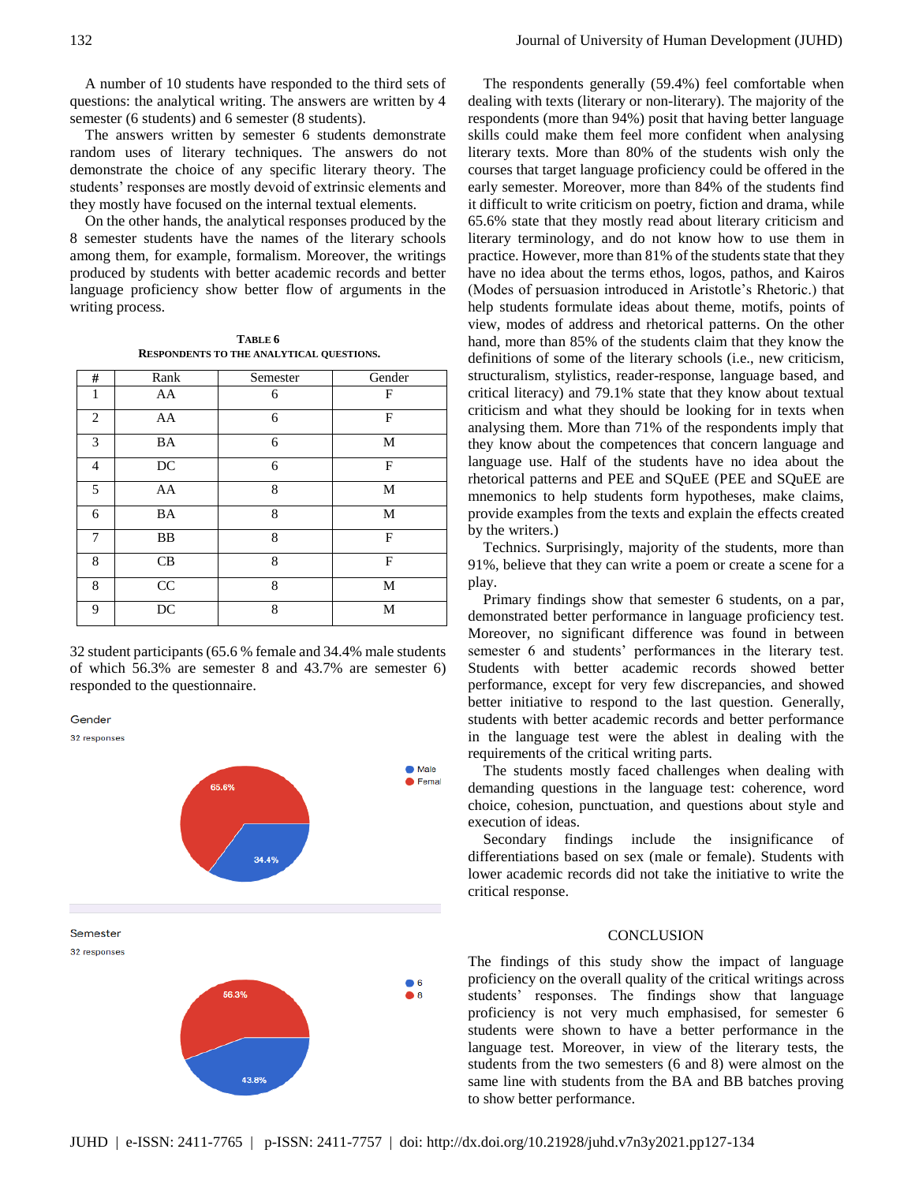A number of 10 students have responded to the third sets of questions: the analytical writing. The answers are written by 4 semester (6 students) and 6 semester (8 students).

The answers written by semester 6 students demonstrate random uses of literary techniques. The answers do not demonstrate the choice of any specific literary theory. The students' responses are mostly devoid of extrinsic elements and they mostly have focused on the internal textual elements.

On the other hands, the analytical responses produced by the 8 semester students have the names of the literary schools among them, for example, formalism. Moreover, the writings produced by students with better academic records and better language proficiency show better flow of arguments in the writing process.

**TABLE 6**
**RESPONDENTS TO THE ANALYTICAL QUESTIONS.**

| # | Rank | Semester | Gender |
|---|---|---|---|
| 1 | AA | 6 | F |
| 2 | AA | 6 | F |
| 3 | BA | 6 | M |
| 4 | DC | 6 | F |
| 5 | AA | 8 | M |
| 6 | BA | 8 | M |
| 7 | BB | 8 | F |
| 8 | CB | 8 | F |
| 8 | CC | 8 | M |
| 9 | DC | 8 | M |

32 student participants (65.6 % female and 34.4% male students of which 56.3% are semester 8 and 43.7% are semester 6) responded to the questionnaire.

Gender
32 responses

- Male: 34.4%
- Femal: 65.6%

Semester
32 responses

- 6: 43.8%
- 8: 56.3%

The respondents generally (59.4%) feel comfortable when dealing with texts (literary or non-literary). The majority of the respondents (more than 94%) posit that having better language skills could make them feel more confident when analysing literary texts. More than 80% of the students wish only the courses that target language proficiency could be offered in the early semester. Moreover, more than 84% of the students find it difficult to write criticism on poetry, fiction and drama, while 65.6% state that they mostly read about literary criticism and literary terminology, and do not know how to use them in practice. However, more than 81% of the students state that they have no idea about the terms ethos, logos, pathos, and Kairos (Modes of persuasion introduced in Aristotle's Rhetoric.) that help students formulate ideas about theme, motifs, points of view, modes of address and rhetorical patterns. On the other hand, more than 85% of the students claim that they know the definitions of some of the literary schools (i.e., new criticism, structuralism, stylistics, reader-response, language based, and critical literacy) and 79.1% state that they know about textual criticism and what they should be looking for in texts when analysing them. More than 71% of the respondents imply that they know about the competences that concern language and language use. Half of the students have no idea about the rhetorical patterns and PEE and SQuEE (PEE and SQuEE are mnemonics to help students form hypotheses, make claims, provide examples from the texts and explain the effects created by the writers.)

Technics. Surprisingly, majority of the students, more than 91%, believe that they can write a poem or create a scene for a play.

Primary findings show that semester 6 students, on a par, demonstrated better performance in language proficiency test. Moreover, no significant difference was found in between semester 6 and students' performances in the literary test. Students with better academic records showed better performance, except for very few discrepancies, and showed better initiative to respond to the last question. Generally, students with better academic records and better performance in the language test were the ablest in dealing with the requirements of the critical writing parts.

The students mostly faced challenges when dealing with demanding questions in the language test: coherence, word choice, cohesion, punctuation, and questions about style and execution of ideas.

Secondary findings include the insignificance of differentiations based on sex (male or female). Students with lower academic records did not take the initiative to write the critical response.

## CONCLUSION

The findings of this study show the impact of language proficiency on the overall quality of the critical writings across students' responses. The findings show that language proficiency is not very much emphasised, for semester 6 students were shown to have a better performance in the language test. Moreover, in view of the literary tests, the students from the two semesters (6 and 8) were almost on the same line with students from the BA and BB batches proving to show better performance.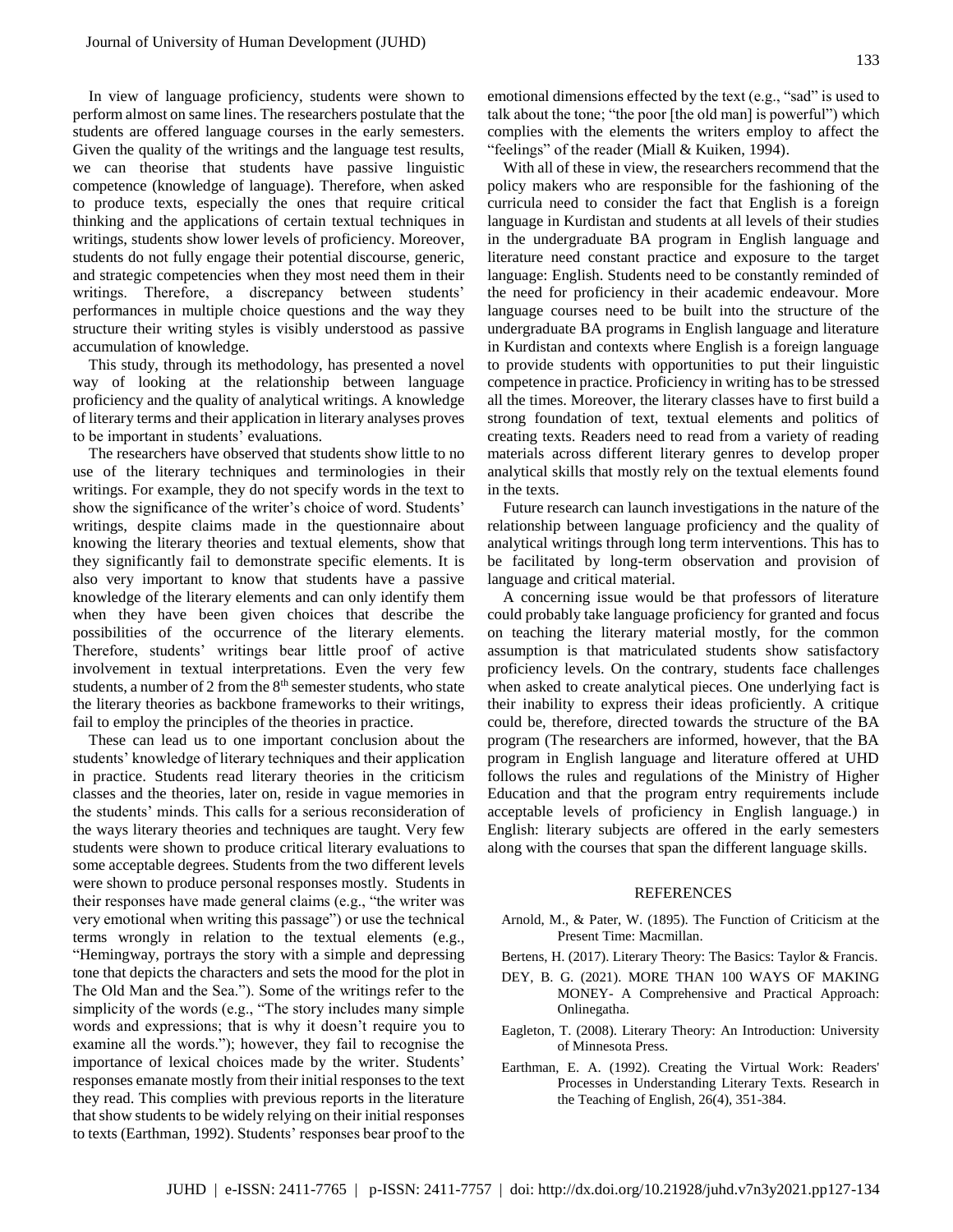In view of language proficiency, students were shown to perform almost on same lines. The researchers postulate that the students are offered language courses in the early semesters. Given the quality of the writings and the language test results, we can theorise that students have passive linguistic competence (knowledge of language). Therefore, when asked to produce texts, especially the ones that require critical thinking and the applications of certain textual techniques in writings, students show lower levels of proficiency. Moreover, students do not fully engage their potential discourse, generic, and strategic competencies when they most need them in their writings. Therefore, a discrepancy between students' performances in multiple choice questions and the way they structure their writing styles is visibly understood as passive accumulation of knowledge.

This study, through its methodology, has presented a novel way of looking at the relationship between language proficiency and the quality of analytical writings. A knowledge of literary terms and their application in literary analyses proves to be important in students' evaluations.

The researchers have observed that students show little to no use of the literary techniques and terminologies in their writings. For example, they do not specify words in the text to show the significance of the writer's choice of word. Students' writings, despite claims made in the questionnaire about knowing the literary theories and textual elements, show that they significantly fail to demonstrate specific elements. It is also very important to know that students have a passive knowledge of the literary elements and can only identify them when they have been given choices that describe the possibilities of the occurrence of the literary elements. Therefore, students' writings bear little proof of active involvement in textual interpretations. Even the very few students, a number of 2 from the 8th semester students, who state the literary theories as backbone frameworks to their writings, fail to employ the principles of the theories in practice.

These can lead us to one important conclusion about the students' knowledge of literary techniques and their application in practice. Students read literary theories in the criticism classes and the theories, later on, reside in vague memories in the students' minds. This calls for a serious reconsideration of the ways literary theories and techniques are taught. Very few students were shown to produce critical literary evaluations to some acceptable degrees. Students from the two different levels were shown to produce personal responses mostly. Students in their responses have made general claims (e.g., "the writer was very emotional when writing this passage") or use the technical terms wrongly in relation to the textual elements (e.g., "Hemingway, portrays the story with a simple and depressing tone that depicts the characters and sets the mood for the plot in The Old Man and the Sea."). Some of the writings refer to the simplicity of the words (e.g., "The story includes many simple words and expressions; that is why it doesn't require you to examine all the words."); however, they fail to recognise the importance of lexical choices made by the writer. Students' responses emanate mostly from their initial responses to the text they read. This complies with previous reports in the literature that show students to be widely relying on their initial responses to texts (Earthman, 1992). Students' responses bear proof to the emotional dimensions effected by the text (e.g., "sad" is used to talk about the tone; "the poor [the old man] is powerful") which complies with the elements the writers employ to affect the "feelings" of the reader (Miall & Kuiken, 1994).

With all of these in view, the researchers recommend that the policy makers who are responsible for the fashioning of the curricula need to consider the fact that English is a foreign language in Kurdistan and students at all levels of their studies in the undergraduate BA program in English language and literature need constant practice and exposure to the target language: English. Students need to be constantly reminded of the need for proficiency in their academic endeavour. More language courses need to be built into the structure of the undergraduate BA programs in English language and literature in Kurdistan and contexts where English is a foreign language to provide students with opportunities to put their linguistic competence in practice. Proficiency in writing has to be stressed all the times. Moreover, the literary classes have to first build a strong foundation of text, textual elements and politics of creating texts. Readers need to read from a variety of reading materials across different literary genres to develop proper analytical skills that mostly rely on the textual elements found in the texts.

Future research can launch investigations in the nature of the relationship between language proficiency and the quality of analytical writings through long term interventions. This has to be facilitated by long-term observation and provision of language and critical material.

A concerning issue would be that professors of literature could probably take language proficiency for granted and focus on teaching the literary material mostly, for the common assumption is that matriculated students show satisfactory proficiency levels. On the contrary, students face challenges when asked to create analytical pieces. One underlying fact is their inability to express their ideas proficiently. A critique could be, therefore, directed towards the structure of the BA program (The researchers are informed, however, that the BA program in English language and literature offered at UHD follows the rules and regulations of the Ministry of Higher Education and that the program entry requirements include acceptable levels of proficiency in English language.) in English: literary subjects are offered in the early semesters along with the courses that span the different language skills.

## REFERENCES

Arnold, M., & Pater, W. (1895). The Function of Criticism at the Present Time: Macmillan.

Bertens, H. (2017). Literary Theory: The Basics: Taylor & Francis.

DEY, B. G. (2021). MORE THAN 100 WAYS OF MAKING MONEY- A Comprehensive and Practical Approach: Onlinegatha.

Eagleton, T. (2008). Literary Theory: An Introduction: University of Minnesota Press.

Earthman, E. A. (1992). Creating the Virtual Work: Readers' Processes in Understanding Literary Texts. Research in the Teaching of English, 26(4), 351-384.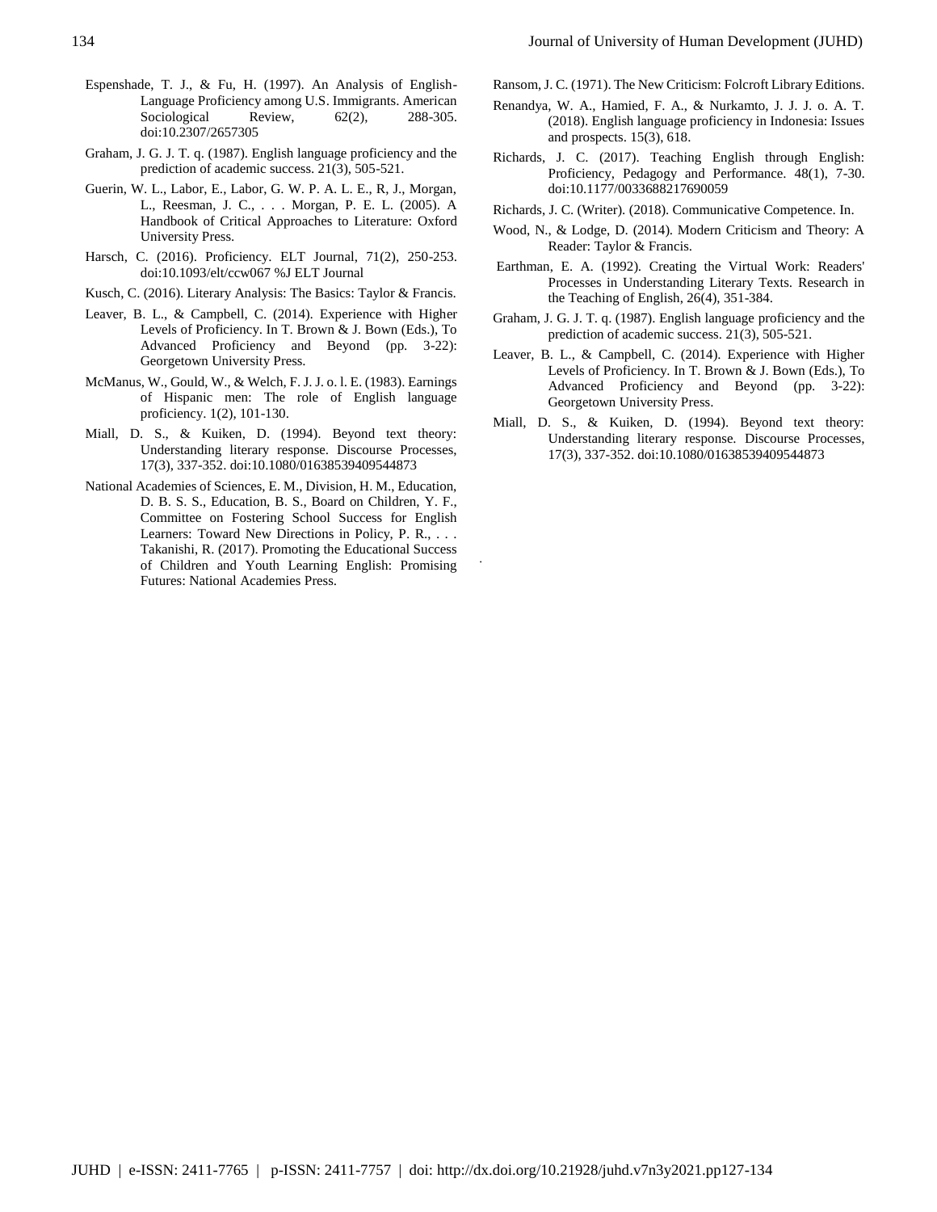Espenshade, T. J., & Fu, H. (1997). An Analysis of English-Language Proficiency among U.S. Immigrants. American Sociological Review, 62(2), 288-305. doi:10.2307/2657305

Graham, J. G. J. T. q. (1987). English language proficiency and the prediction of academic success. 21(3), 505-521.

Guerin, W. L., Labor, E., Labor, G. W. P. A. L. E., R, J., Morgan, L., Reesman, J. C., . . . Morgan, P. E. L. (2005). A Handbook of Critical Approaches to Literature: Oxford University Press.

Harsch, C. (2016). Proficiency. ELT Journal, 71(2), 250-253. doi:10.1093/elt/ccw067 %J ELT Journal

Kusch, C. (2016). Literary Analysis: The Basics: Taylor & Francis.

Leaver, B. L., & Campbell, C. (2014). Experience with Higher Levels of Proficiency. In T. Brown & J. Bown (Eds.), To Advanced Proficiency and Beyond (pp. 3-22): Georgetown University Press.

McManus, W., Gould, W., & Welch, F. J. J. o. l. E. (1983). Earnings of Hispanic men: The role of English language proficiency. 1(2), 101-130.

Miall, D. S., & Kuiken, D. (1994). Beyond text theory: Understanding literary response. Discourse Processes, 17(3), 337-352. doi:10.1080/01638539409544873

National Academies of Sciences, E. M., Division, H. M., Education, D. B. S. S., Education, B. S., Board on Children, Y. F., Committee on Fostering School Success for English Learners: Toward New Directions in Policy, P. R., . . . Takanishi, R. (2017). Promoting the Educational Success of Children and Youth Learning English: Promising Futures: National Academies Press.

Ransom, J. C. (1971). The New Criticism: Folcroft Library Editions.

Renandya, W. A., Hamied, F. A., & Nurkamto, J. J. J. o. A. T. (2018). English language proficiency in Indonesia: Issues and prospects. 15(3), 618.

Richards, J. C. (2017). Teaching English through English: Proficiency, Pedagogy and Performance. 48(1), 7-30. doi:10.1177/0033688217690059

Richards, J. C. (Writer). (2018). Communicative Competence. In.

Wood, N., & Lodge, D. (2014). Modern Criticism and Theory: A Reader: Taylor & Francis.

Earthman, E. A. (1992). Creating the Virtual Work: Readers' Processes in Understanding Literary Texts. Research in the Teaching of English, 26(4), 351-384.

Graham, J. G. J. T. q. (1987). English language proficiency and the prediction of academic success. 21(3), 505-521.

Leaver, B. L., & Campbell, C. (2014). Experience with Higher Levels of Proficiency. In T. Brown & J. Bown (Eds.), To Advanced Proficiency and Beyond (pp. 3-22): Georgetown University Press.

Miall, D. S., & Kuiken, D. (1994). Beyond text theory: Understanding literary response. Discourse Processes, 17(3), 337-352. doi:10.1080/01638539409544873